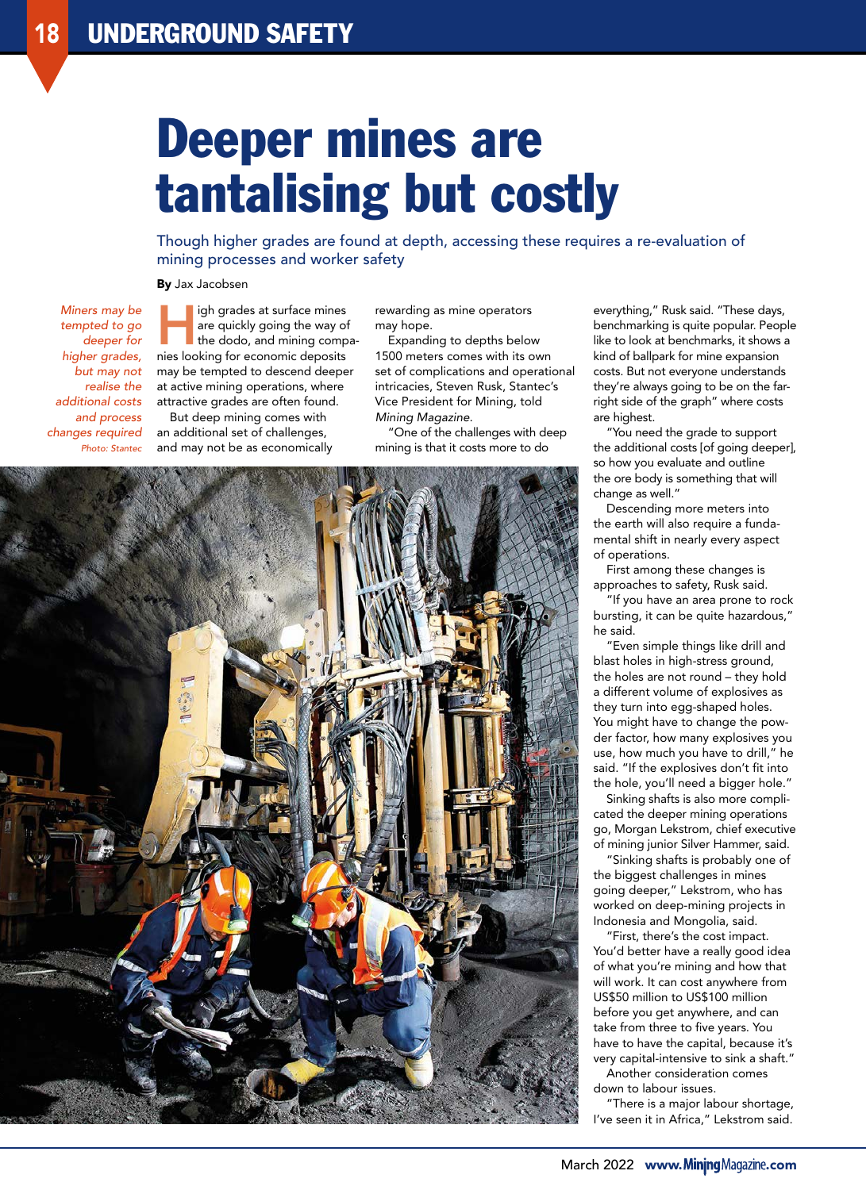# Deeper mines are tantalising but costly

Though higher grades are found at depth, accessing these requires a re-evaluation of mining processes and worker safety

**By** Jax Jacobsen

*Miners may be tempted to go deeper for higher grades, but may not realise the additional costs and process changes required*

*Photo: Stantec*

High grades at surface mines are quickly going the way of the dodo, and mining companies looking for economic deposits may be tempted to descend deeper at active mining operations, where attractive grades are often found.

But deep mining comes with an additional set of challenges, and may not be as economically rewarding as mine operators may hope.

Expanding to depths below 1500 meters comes with its own set of complications and operational intricacies, Steven Rusk, Stantec's Vice President for Mining, told *Mining Magazine*.

"One of the challenges with deep mining is that it costs more to do everything," Rusk said. "These days, benchmarking is quite popular. People like to look at benchmarks, it shows a kind of ballpark for mine expansion costs. But not everyone understands they're always going to be on the far-right side of the graph" where costs are highest.

"You need the grade to support the additional costs [of going deeper], so how you evaluate and outline the ore body is something that will change as well."

Descending more meters into the earth will also require a fundamental shift in nearly every aspect of operations.

First among these changes is approaches to safety, Rusk said.

"If you have an area prone to rock bursting, it can be quite hazardous," he said.

"Even simple things like drill and blast holes in high-stress ground, the holes are not round – they hold a different volume of explosives as they turn into egg-shaped holes. You might have to change the powder factor, how many explosives you use, how much you have to drill," he said. "If the explosives don't fit into the hole, you'll need a bigger hole."

Sinking shafts is also more complicated the deeper mining operations go, Morgan Lekstrom, chief executive of mining junior Silver Hammer, said.

"Sinking shafts is probably one of the biggest challenges in mines going deeper," Lekstrom, who has worked on deep-mining projects in Indonesia and Mongolia, said.

"First, there's the cost impact. You'd better have a really good idea of what you're mining and how that will work. It can cost anywhere from US$50 million to US$100 million before you get anywhere, and can take from three to five years. You have to have the capital, because it's very capital-intensive to sink a shaft."

Another consideration comes down to labour issues.

"There is a major labour shortage, I've seen it in Africa," Lekstrom said.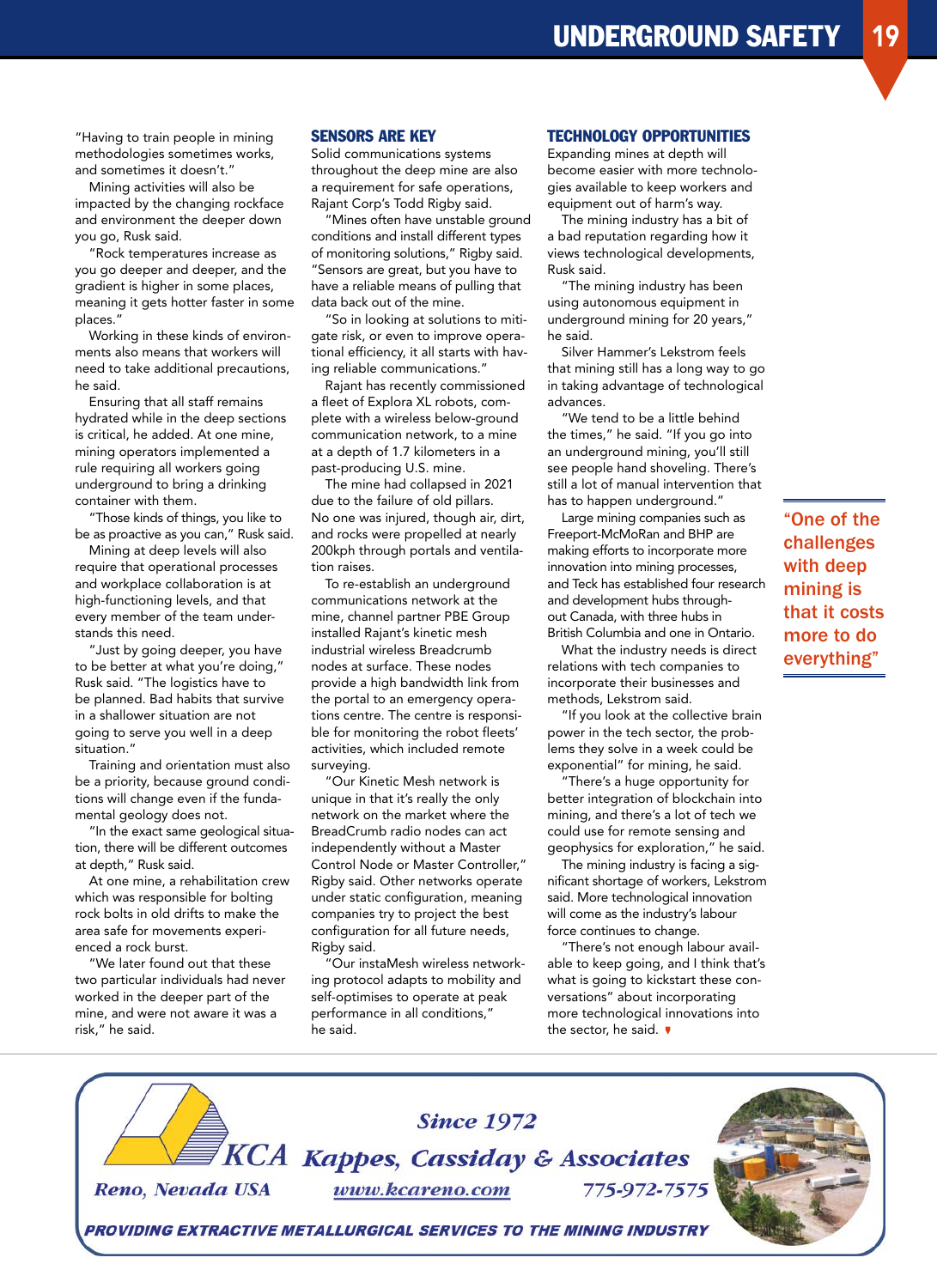"Having to train people in mining methodologies sometimes works, and sometimes it doesn't."

Mining activities will also be impacted by the changing rockface and environment the deeper down you go, Rusk said.

"Rock temperatures increase as you go deeper and deeper, and the gradient is higher in some places, meaning it gets hotter faster in some places."

Working in these kinds of environments also means that workers will need to take additional precautions, he said.

Ensuring that all staff remains hydrated while in the deep sections is critical, he added. At one mine, mining operators implemented a rule requiring all workers going underground to bring a drinking container with them.

"Those kinds of things, you like to be as proactive as you can," Rusk said.

Mining at deep levels will also require that operational processes and workplace collaboration is at high-functioning levels, and that every member of the team understands this need.

"Just by going deeper, you have to be better at what you're doing," Rusk said. "The logistics have to be planned. Bad habits that survive in a shallower situation are not going to serve you well in a deep situation."

Training and orientation must also be a priority, because ground conditions will still change even if the fundamental geology does not.

"In the exact same geological situation, there will be different outcomes at depth," Rusk said.

At one mine, a rehabilitation crew which was responsible for bolting rock bolts in old drifts to make the area safe for movements experienced a rock burst.

"We later found out that these two particular individuals had never worked in the deeper part of the mine, and were not aware it was a risk," he said.

## SENSORS ARE KEY

Solid communications systems throughout the deep mine are also a requirement for safe operations, Rajant Corp's Todd Rigby said.

"Mines often have unstable ground conditions and install different types of monitoring solutions," Rigby said. "Sensors are great, but you have to have a reliable means of pulling that data back out of the mine.

"So in looking at solutions to mitigate risk, or even to improve operational efficiency, it all starts with having reliable communications."

Rajant has recently commissioned a fleet of Explora XL robots, complete with a wireless below-ground communication network, to a mine at a depth of 1.7 kilometers in a past-producing U.S. mine.

The mine had collapsed in 2021 due to the failure of old pillars. No one was injured, though air, dirt, and rocks were propelled at nearly 200kph through portals and ventilation raises.

To re-establish an underground communications network at the mine, channel partner PBE Group installed Rajant's kinetic mesh industrial wireless Breadcrumb nodes at surface. These nodes provide a high bandwidth link from the portal to an emergency operations centre. The centre is responsible for monitoring the robot fleets' activities, which included remote surveying.

"Our Kinetic Mesh network is unique in that it's really the only network on the market where the BreadCrumb radio nodes can act independently without a Master Control Node or Master Controller," Rigby said. Other networks operate under static configuration, meaning companies try to project the best configuration for all future needs, Rigby said.

"Our instaMesh wireless networking protocol adapts to mobility and self-optimises to operate at peak performance in all conditions," he said.

## TECHNOLOGY OPPORTUNITIES

Expanding mines at depth will become easier with more technologies available to keep workers and equipment out of harm's way.

The mining industry has a bit of a bad reputation regarding how it views technological developments, Rusk said.

"The mining industry has been using autonomous equipment in underground mining for 20 years," he said.

Silver Hammer's Lekstrom feels that mining still has a long way to go in taking advantage of technological advances.

"We tend to be a little behind the times," he said. "If you go into an underground mining, you'll still see people hand shoveling. There's still a lot of manual intervention that has to happen underground."

Large mining companies such as Freeport-McMoRan and BHP are making efforts to incorporate more innovation into mining processes, and Teck has established four research and development hubs throughout Canada, with three hubs in British Columbia and one in Ontario.

What the industry needs is direct relations with tech companies to incorporate their businesses and methods, Lekstrom said.

"If you look at the collective brain power in the tech sector, the problems they solve in a week could be exponential" for mining, he said.

"There's a huge opportunity for better integration of blockchain into mining, and there's a lot of tech we could use for remote sensing and geophysics for exploration," he said.

The mining industry is facing a significant shortage of workers, Lekstrom said. More technological innovation will come as the industry's labour force continues to change.

"There's not enough labour available to keep going, and I think that's what is going to kickstart these conversations" about incorporating more technological innovations into the sector, he said.

> "One of the challenges with deep mining is that it costs more to do everything"

KCA Kappes, Cassidy & Associates

Since 1972

Reno, Nevada USA www.kcareno.com 775-972-7575

PROVIDING EXTRACTIVE METALLURGICAL SERVICES TO THE MINING INDUSTRY